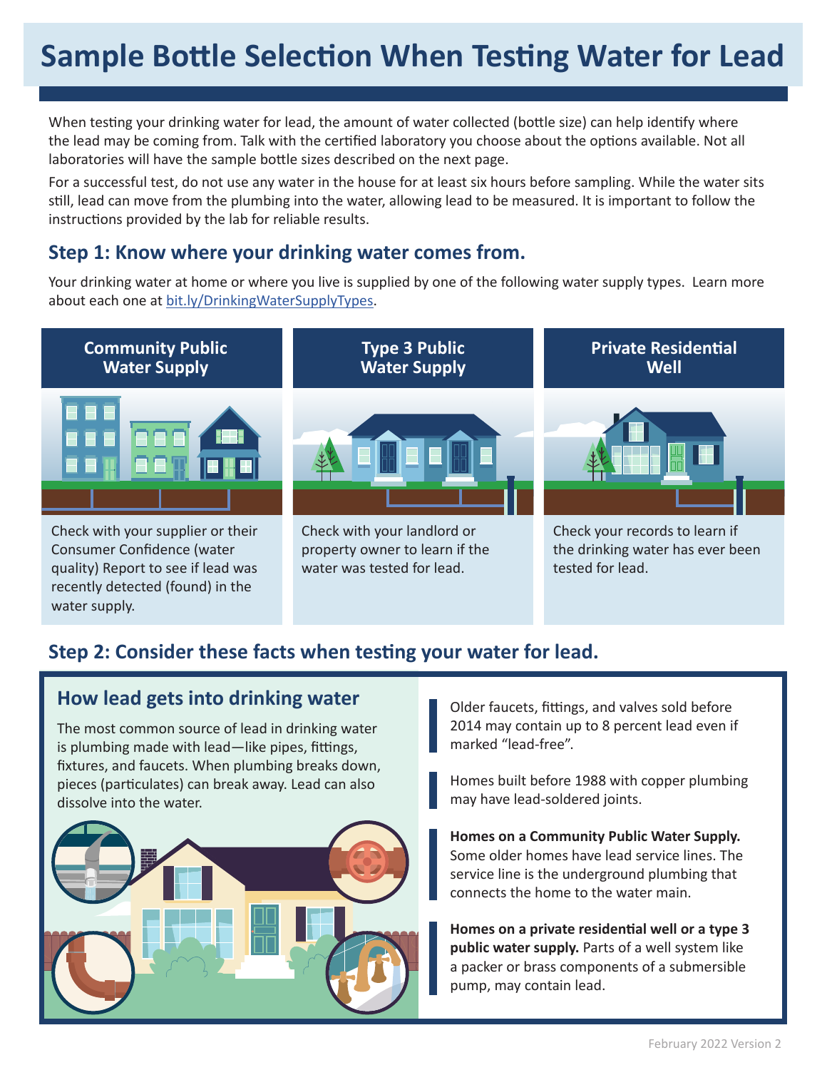# Sample Bottle Selection When Testing Water for Lead

When testing your drinking water for lead, the amount of water collected (bottle size) can help identify where the lead may be coming from. Talk with the certified laboratory you choose about the options available. Not all laboratories will have the sample bottle sizes described on the next page.

For a successful test, do not use any water in the house for at least six hours before sampling. While the water sits still, lead can move from the plumbing into the water, allowing lead to be measured. It is important to follow the instructions provided by the lab for reliable results.

## Step 1: Know where your drinking water comes from.

Your drinking water at home or where you live is supplied by one of the following water supply types. Learn more about each one at bit.ly/DrinkingWaterSupplyTypes.

### Community Public Water Supply

Check with your supplier or their Consumer Confidence (water quality) Report to see if lead was recently detected (found) in the water supply.

### Type 3 Public Water Supply

Check with your landlord or property owner to learn if the water was tested for lead.

### Private Residential Well

Check your records to learn if the drinking water has ever been tested for lead.

## Step 2: Consider these facts when testing your water for lead.

### How lead gets into drinking water

The most common source of lead in drinking water is plumbing made with lead—like pipes, fittings, fixtures, and faucets. When plumbing breaks down, pieces (particulates) can break away. Lead can also dissolve into the water.

Older faucets, fittings, and valves sold before 2014 may contain up to 8 percent lead even if marked "lead-free".

Homes built before 1988 with copper plumbing may have lead-soldered joints.

**Homes on a Community Public Water Supply.** Some older homes have lead service lines. The service line is the underground plumbing that connects the home to the water main.

**Homes on a private residential well or a type 3 public water supply.** Parts of a well system like a packer or brass components of a submersible pump, may contain lead.

February 2022 Version 2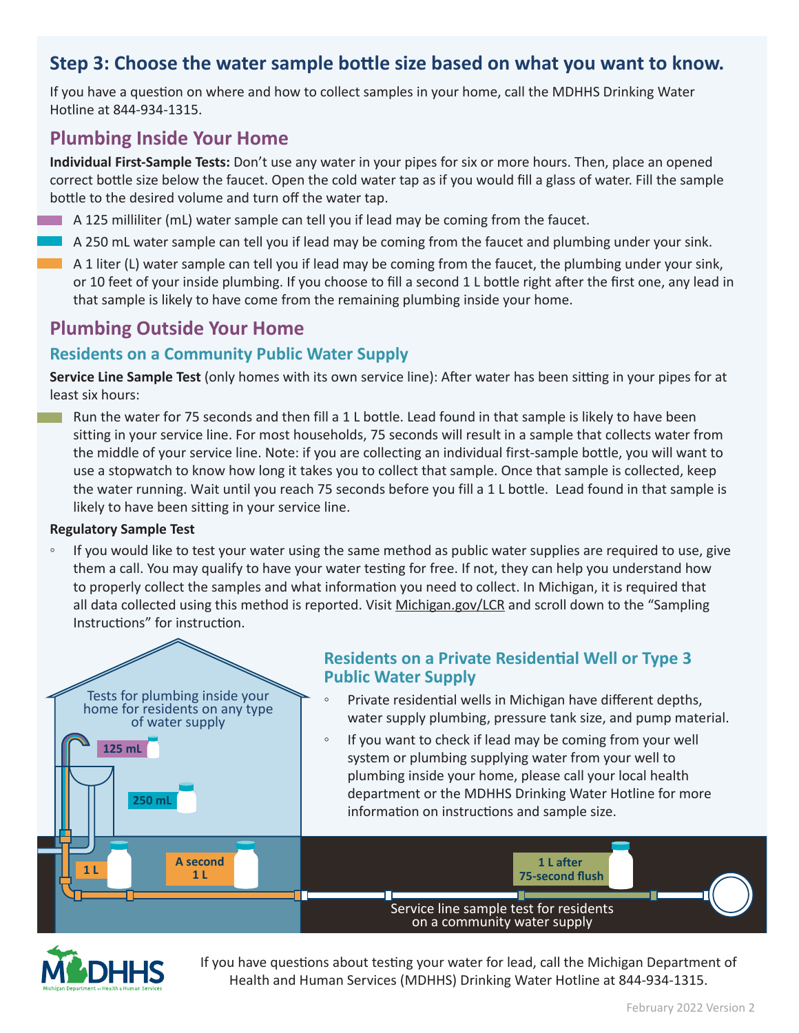## Step 3: Choose the water sample bottle size based on what you want to know.

If you have a question on where and how to collect samples in your home, call the MDHHS Drinking Water Hotline at 844-934-1315.

### Plumbing Inside Your Home

**Individual First-Sample Tests:** Don't use any water in your pipes for six or more hours. Then, place an opened correct bottle size below the faucet. Open the cold water tap as if you would fill a glass of water. Fill the sample bottle to the desired volume and turn off the water tap.

- A 125 milliliter (mL) water sample can tell you if lead may be coming from the faucet.
- A 250 mL water sample can tell you if lead may be coming from the faucet and plumbing under your sink.
- A 1 liter (L) water sample can tell you if lead may be coming from the faucet, the plumbing under your sink, or 10 feet of your inside plumbing. If you choose to fill a second 1 L bottle right after the first one, any lead in that sample is likely to have come from the remaining plumbing inside your home.

### Plumbing Outside Your Home

#### Residents on a Community Public Water Supply

**Service Line Sample Test** (only homes with its own service line): After water has been sitting in your pipes for at least six hours:

- Run the water for 75 seconds and then fill a 1 L bottle. Lead found in that sample is likely to have been sitting in your service line. For most households, 75 seconds will result in a sample that collects water from the middle of your service line. Note: if you are collecting an individual first-sample bottle, you will want to use a stopwatch to know how long it takes you to collect that sample. Once that sample is collected, keep the water running. Wait until you reach 75 seconds before you fill a 1 L bottle. Lead found in that sample is likely to have been sitting in your service line.

**Regulatory Sample Test**

- If you would like to test your water using the same method as public water supplies are required to use, give them a call. You may qualify to have your water testing for free. If not, they can help you understand how to properly collect the samples and what information you need to collect. In Michigan, it is required that all data collected using this method is reported. Visit Michigan.gov/LCR and scroll down to the "Sampling Instructions" for instruction.

Tests for plumbing inside your home for residents on any type of water supply

125 mL

250 mL

1 L

A second 1 L

1 L after 75-second flush

Service line sample test for residents on a community water supply

#### Residents on a Private Residential Well or Type 3 Public Water Supply

- Private residential wells in Michigan have different depths, water supply plumbing, pressure tank size, and pump material.
- If you want to check if lead may be coming from your well system or plumbing supplying water from your well to plumbing inside your home, please call your local health department or the MDHHS Drinking Water Hotline for more information on instructions and sample size.

If you have questions about testing your water for lead, call the Michigan Department of Health and Human Services (MDHHS) Drinking Water Hotline at 844-934-1315.

February 2022 Version 2